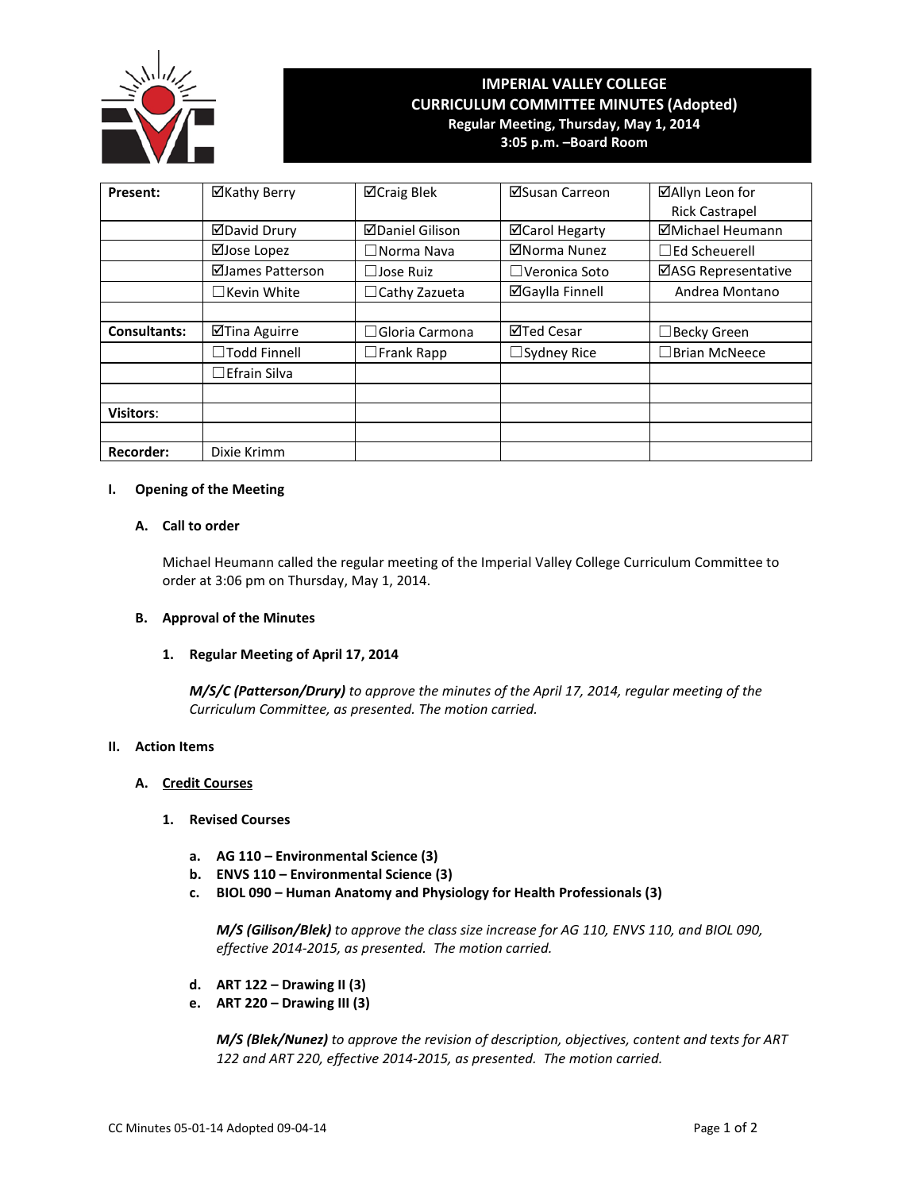# IMPERIAL VALLEY COLLEGE
## CURRICULUM COMMITTEE MINUTES (Adopted)
**Regular Meeting, Thursday, May 1, 2014**
**3:05 p.m. –Board Room**

| | | | | |
|---|---|---|---|---|
| **Present:** | ☑Kathy Berry | ☑Craig Blek | ☑Susan Carreon | ☑Allyn Leon for Rick Castrapel |
| | ☑David Drury | ☑Daniel Gilison | ☑Carol Hegarty | ☑Michael Heumann |
| | ☑Jose Lopez | ☐Norma Nava | ☑Norma Nunez | ☐Ed Scheuerell |
| | ☑James Patterson | ☐Jose Ruiz | ☐Veronica Soto | ☑ASG Representative |
| | ☐Kevin White | ☐Cathy Zazueta | ☑Gaylla Finnell | Andrea Montano |
| | | | | |
| **Consultants:** | ☑Tina Aguirre | ☐Gloria Carmona | ☑Ted Cesar | ☐Becky Green |
| | ☐Todd Finnell | ☐Frank Rapp | ☐Sydney Rice | ☐Brian McNeece |
| | ☐Efrain Silva | | | |
| | | | | |
| **Visitors**: | | | | |
| | | | | |
| **Recorder:** | Dixie Krimm | | | |

**I. Opening of the Meeting**

**A. Call to order**

Michael Heumann called the regular meeting of the Imperial Valley College Curriculum Committee to order at 3:06 pm on Thursday, May 1, 2014.

**B. Approval of the Minutes**

**1. Regular Meeting of April 17, 2014**

***M/S/C (Patterson/Drury)*** *to approve the minutes of the April 17, 2014, regular meeting of the Curriculum Committee, as presented. The motion carried.*

**II. Action Items**

**A. Credit Courses**

**1. Revised Courses**

**a. AG 110 – Environmental Science (3)**
**b. ENVS 110 – Environmental Science (3)**
**c. BIOL 090 – Human Anatomy and Physiology for Health Professionals (3)**

***M/S (Gilison/Blek)*** *to approve the class size increase for AG 110, ENVS 110, and BIOL 090, effective 2014-2015, as presented. The motion carried.*

**d. ART 122 – Drawing II (3)**
**e. ART 220 – Drawing III (3)**

***M/S (Blek/Nunez)*** *to approve the revision of description, objectives, content and texts for ART 122 and ART 220, effective 2014-2015, as presented. The motion carried.*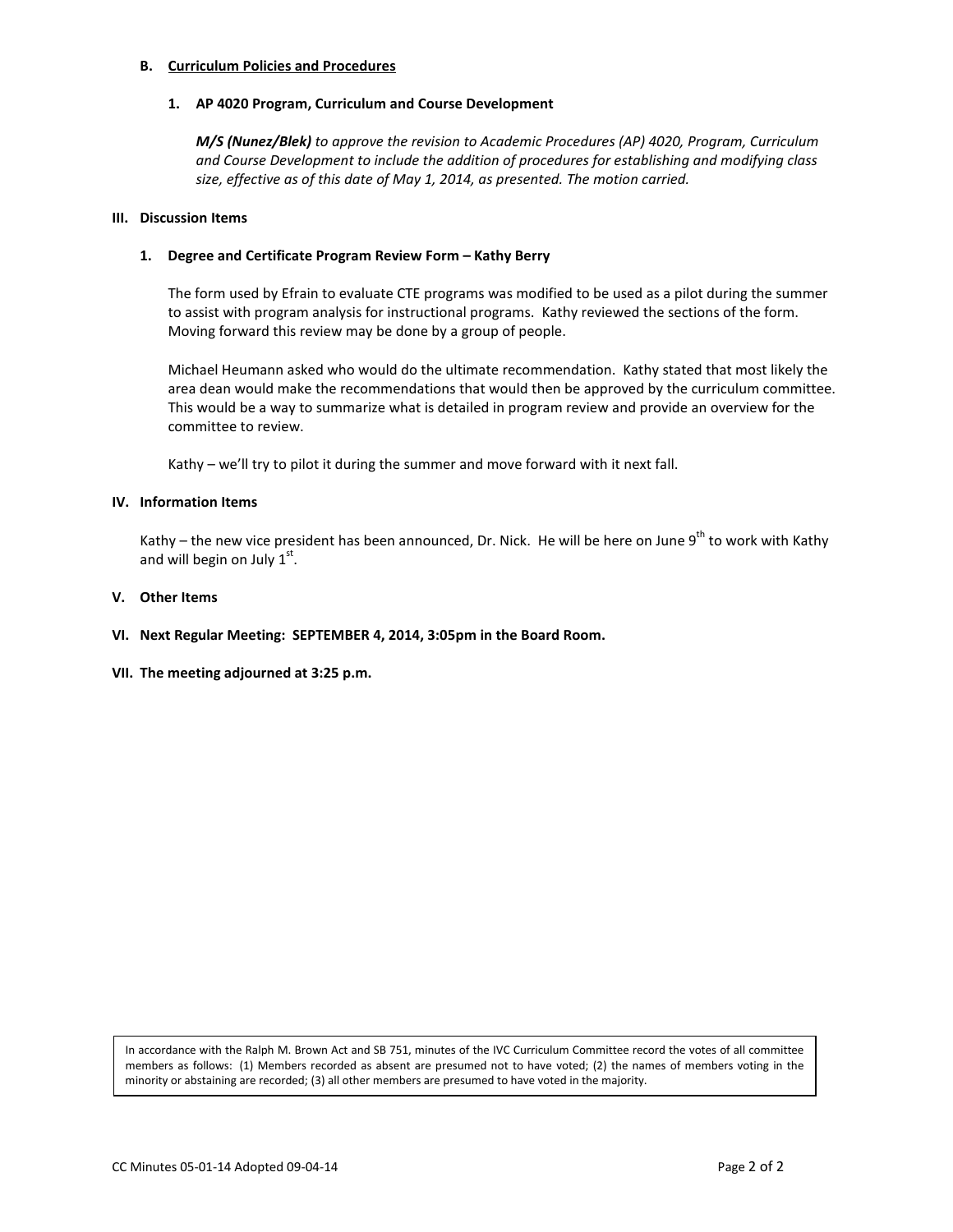### B. Curriculum Policies and Procedures

#### 1. AP 4020 Program, Curriculum and Course Development

***M/S (Nunez/Blek)*** *to approve the revision to Academic Procedures (AP) 4020, Program, Curriculum and Course Development to include the addition of procedures for establishing and modifying class size, effective as of this date of May 1, 2014, as presented. The motion carried.*

## III. Discussion Items

### 1. Degree and Certificate Program Review Form – Kathy Berry

The form used by Efrain to evaluate CTE programs was modified to be used as a pilot during the summer to assist with program analysis for instructional programs. Kathy reviewed the sections of the form. Moving forward this review may be done by a group of people.

Michael Heumann asked who would do the ultimate recommendation. Kathy stated that most likely the area dean would make the recommendations that would then be approved by the curriculum committee. This would be a way to summarize what is detailed in program review and provide an overview for the committee to review.

Kathy – we'll try to pilot it during the summer and move forward with it next fall.

## IV. Information Items

Kathy – the new vice president has been announced, Dr. Nick. He will be here on June 9th to work with Kathy and will begin on July 1st.

## V. Other Items

## VI. Next Regular Meeting: SEPTEMBER 4, 2014, 3:05pm in the Board Room.

## VII. The meeting adjourned at 3:25 p.m.

In accordance with the Ralph M. Brown Act and SB 751, minutes of the IVC Curriculum Committee record the votes of all committee members as follows: (1) Members recorded as absent are presumed not to have voted; (2) the names of members voting in the minority or abstaining are recorded; (3) all other members are presumed to have voted in the majority.

CC Minutes 05-01-14 Adopted 09-04-14